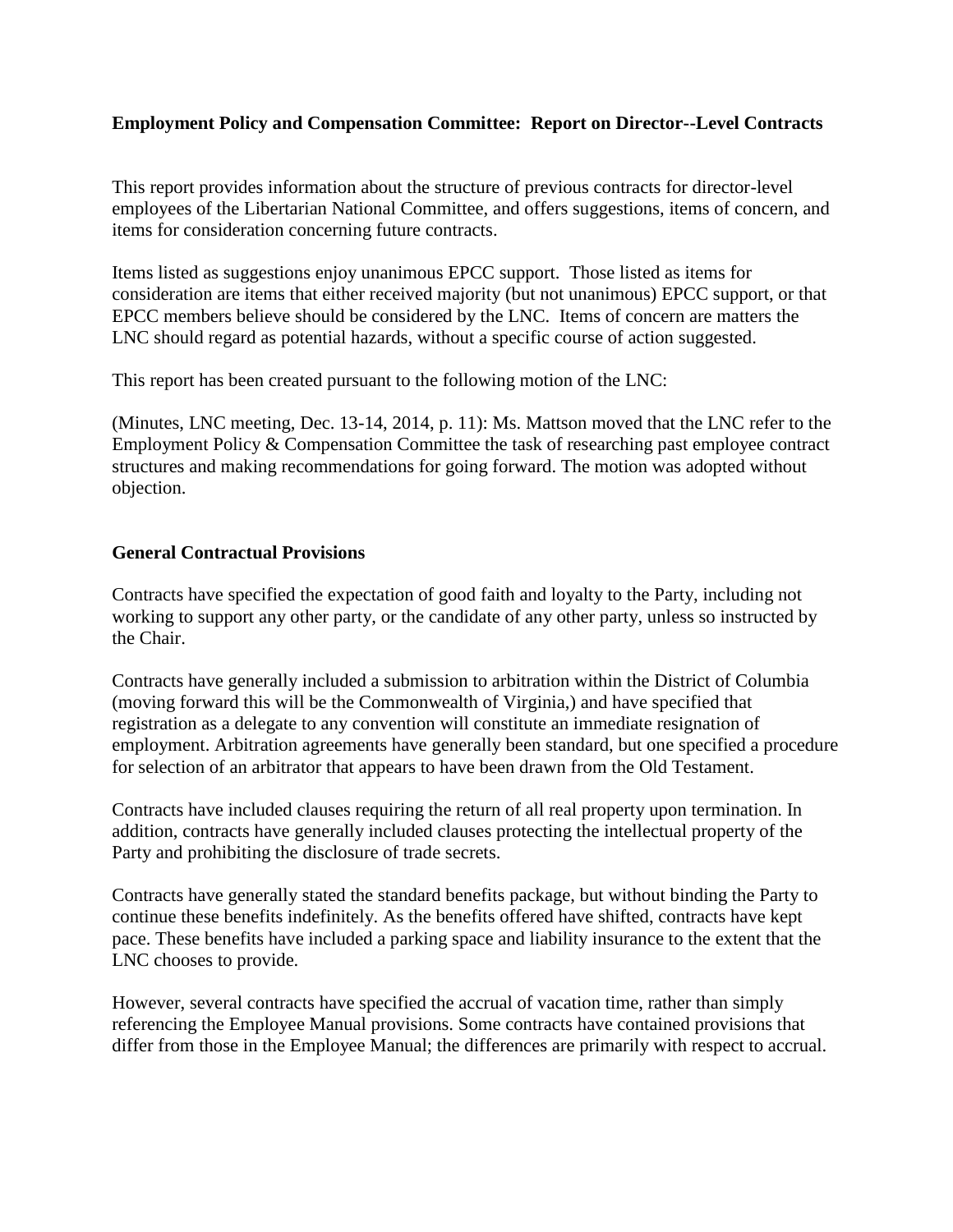**Employment Policy and Compensation Committee: Report on Director--Level Contracts**

This report provides information about the structure of previous contracts for director-level employees of the Libertarian National Committee, and offers suggestions, items of concern, and items for consideration concerning future contracts.

Items listed as suggestions enjoy unanimous EPCC support. Those listed as items for consideration are items that either received majority (but not unanimous) EPCC support, or that EPCC members believe should be considered by the LNC. Items of concern are matters the LNC should regard as potential hazards, without a specific course of action suggested.

This report has been created pursuant to the following motion of the LNC:

(Minutes, LNC meeting, Dec. 13-14, 2014, p. 11): Ms. Mattson moved that the LNC refer to the Employment Policy & Compensation Committee the task of researching past employee contract structures and making recommendations for going forward. The motion was adopted without objection.

**General Contractual Provisions**

Contracts have specified the expectation of good faith and loyalty to the Party, including not working to support any other party, or the candidate of any other party, unless so instructed by the Chair.

Contracts have generally included a submission to arbitration within the District of Columbia (moving forward this will be the Commonwealth of Virginia,) and have specified that registration as a delegate to any convention will constitute an immediate resignation of employment. Arbitration agreements have generally been standard, but one specified a procedure for selection of an arbitrator that appears to have been drawn from the Old Testament.

Contracts have included clauses requiring the return of all real property upon termination. In addition, contracts have generally included clauses protecting the intellectual property of the Party and prohibiting the disclosure of trade secrets.

Contracts have generally stated the standard benefits package, but without binding the Party to continue these benefits indefinitely. As the benefits offered have shifted, contracts have kept pace. These benefits have included a parking space and liability insurance to the extent that the LNC chooses to provide.

However, several contracts have specified the accrual of vacation time, rather than simply referencing the Employee Manual provisions. Some contracts have contained provisions that differ from those in the Employee Manual; the differences are primarily with respect to accrual.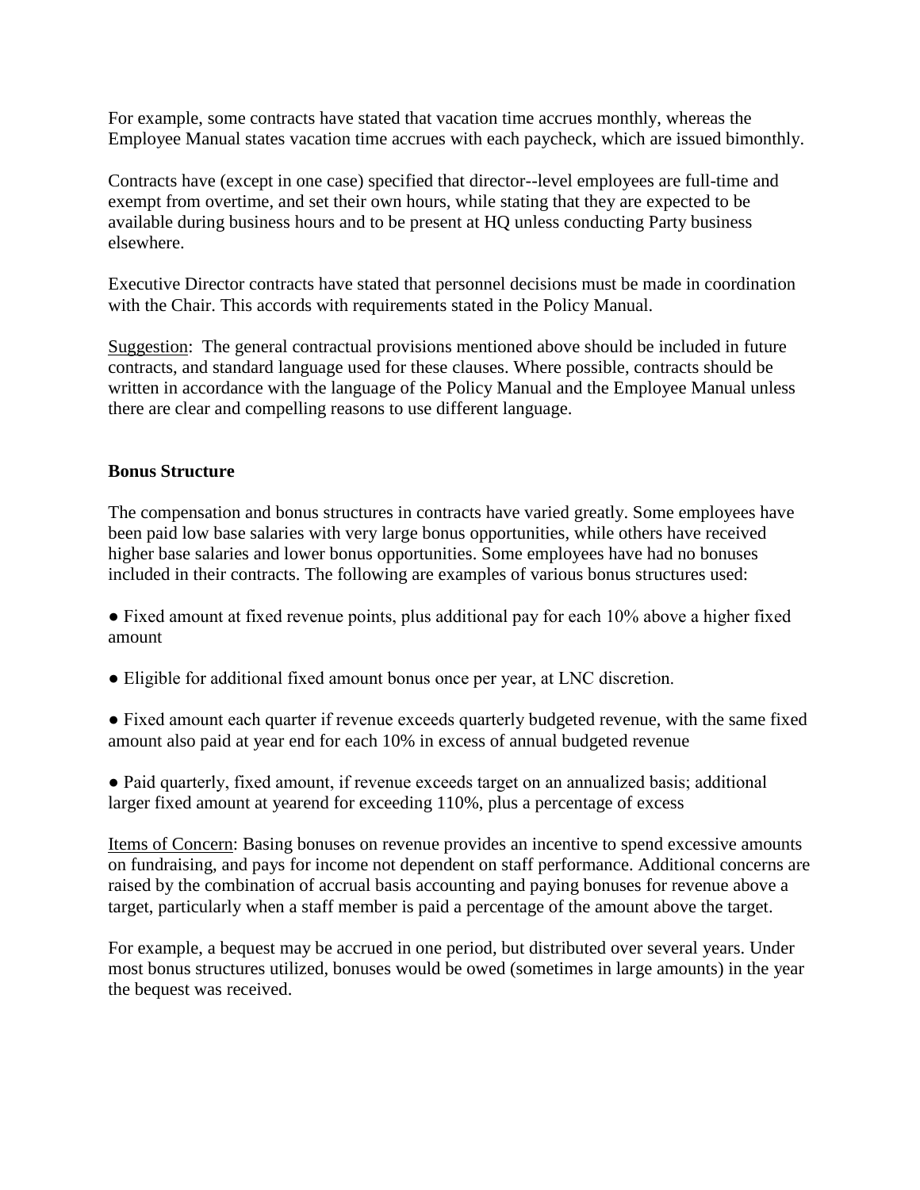For example, some contracts have stated that vacation time accrues monthly, whereas the Employee Manual states vacation time accrues with each paycheck, which are issued bimonthly.

Contracts have (except in one case) specified that director--level employees are full-time and exempt from overtime, and set their own hours, while stating that they are expected to be available during business hours and to be present at HQ unless conducting Party business elsewhere.

Executive Director contracts have stated that personnel decisions must be made in coordination with the Chair. This accords with requirements stated in the Policy Manual.

Suggestion: The general contractual provisions mentioned above should be included in future contracts, and standard language used for these clauses. Where possible, contracts should be written in accordance with the language of the Policy Manual and the Employee Manual unless there are clear and compelling reasons to use different language.

**Bonus Structure**

The compensation and bonus structures in contracts have varied greatly. Some employees have been paid low base salaries with very large bonus opportunities, while others have received higher base salaries and lower bonus opportunities. Some employees have had no bonuses included in their contracts. The following are examples of various bonus structures used:

- Fixed amount at fixed revenue points, plus additional pay for each 10% above a higher fixed amount
- Eligible for additional fixed amount bonus once per year, at LNC discretion.
- Fixed amount each quarter if revenue exceeds quarterly budgeted revenue, with the same fixed amount also paid at year end for each 10% in excess of annual budgeted revenue
- Paid quarterly, fixed amount, if revenue exceeds target on an annualized basis; additional larger fixed amount at yearend for exceeding 110%, plus a percentage of excess

Items of Concern: Basing bonuses on revenue provides an incentive to spend excessive amounts on fundraising, and pays for income not dependent on staff performance. Additional concerns are raised by the combination of accrual basis accounting and paying bonuses for revenue above a target, particularly when a staff member is paid a percentage of the amount above the target.

For example, a bequest may be accrued in one period, but distributed over several years. Under most bonus structures utilized, bonuses would be owed (sometimes in large amounts) in the year the bequest was received.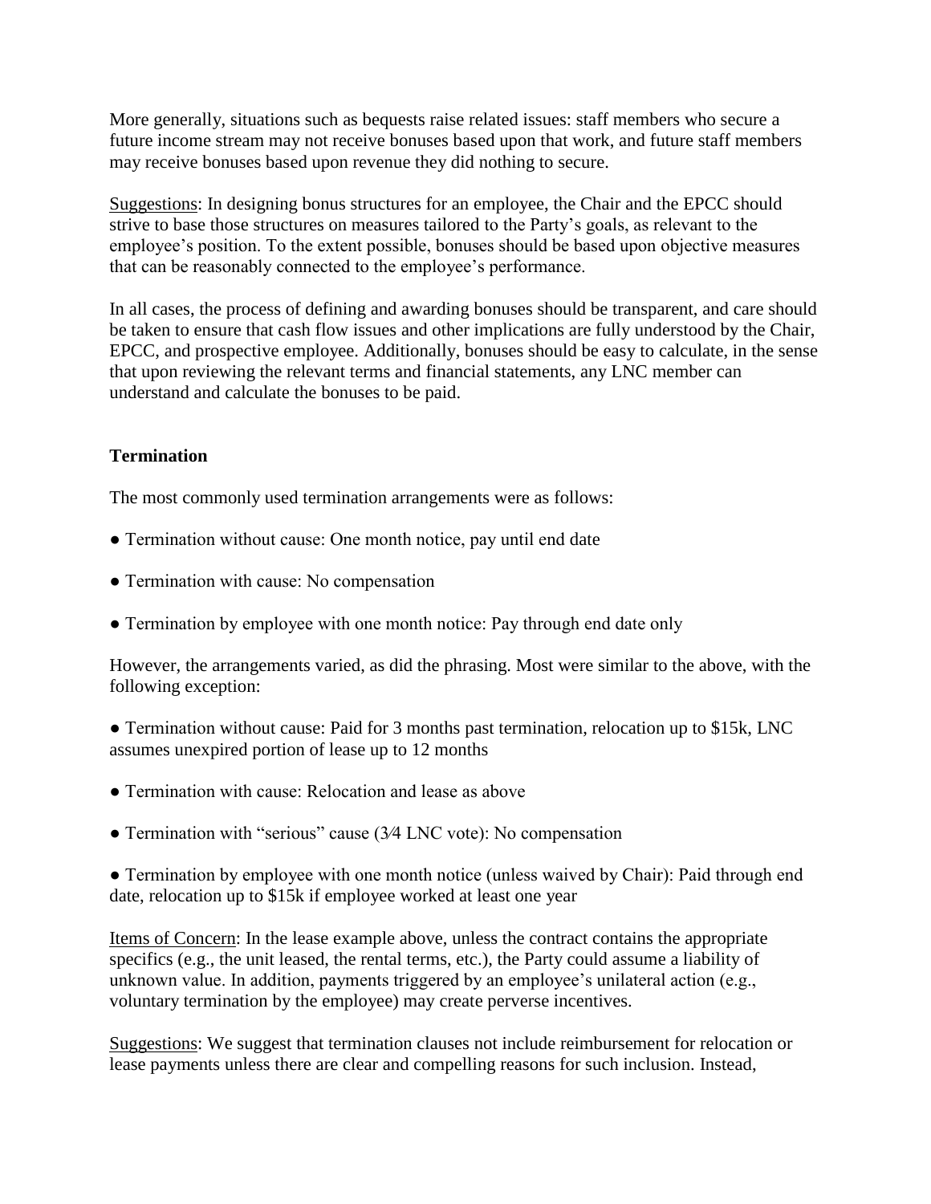More generally, situations such as bequests raise related issues: staff members who secure a future income stream may not receive bonuses based upon that work, and future staff members may receive bonuses based upon revenue they did nothing to secure.

Suggestions: In designing bonus structures for an employee, the Chair and the EPCC should strive to base those structures on measures tailored to the Party's goals, as relevant to the employee's position. To the extent possible, bonuses should be based upon objective measures that can be reasonably connected to the employee's performance.

In all cases, the process of defining and awarding bonuses should be transparent, and care should be taken to ensure that cash flow issues and other implications are fully understood by the Chair, EPCC, and prospective employee. Additionally, bonuses should be easy to calculate, in the sense that upon reviewing the relevant terms and financial statements, any LNC member can understand and calculate the bonuses to be paid.

### Termination

The most commonly used termination arrangements were as follows:

- Termination without cause: One month notice, pay until end date
- Termination with cause: No compensation
- Termination by employee with one month notice: Pay through end date only

However, the arrangements varied, as did the phrasing. Most were similar to the above, with the following exception:

- Termination without cause: Paid for 3 months past termination, relocation up to $15k, LNC assumes unexpired portion of lease up to 12 months
- Termination with cause: Relocation and lease as above
- Termination with "serious" cause (3⁄4 LNC vote): No compensation
- Termination by employee with one month notice (unless waived by Chair): Paid through end date, relocation up to $15k if employee worked at least one year

Items of Concern: In the lease example above, unless the contract contains the appropriate specifics (e.g., the unit leased, the rental terms, etc.), the Party could assume a liability of unknown value. In addition, payments triggered by an employee's unilateral action (e.g., voluntary termination by the employee) may create perverse incentives.

Suggestions: We suggest that termination clauses not include reimbursement for relocation or lease payments unless there are clear and compelling reasons for such inclusion. Instead,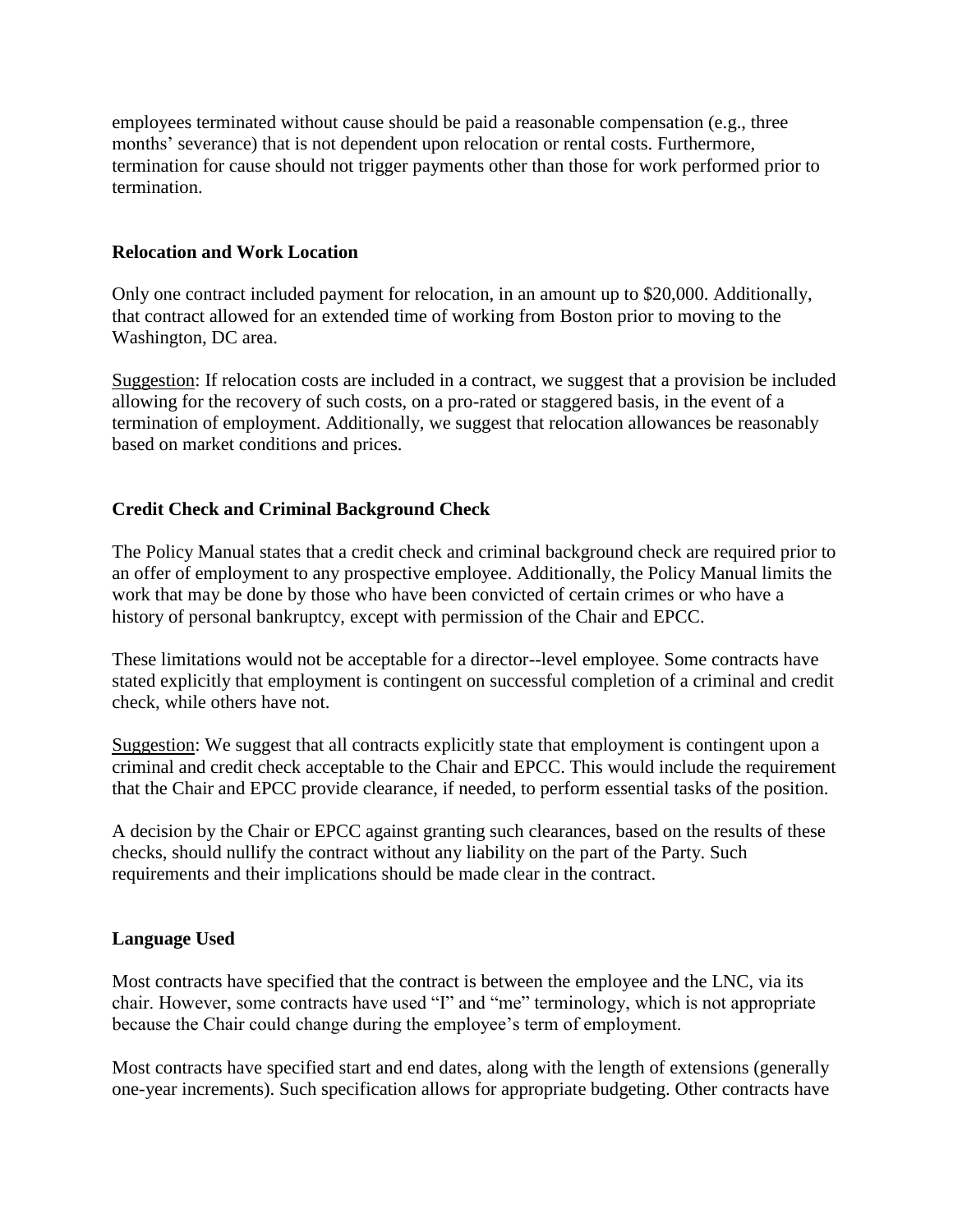employees terminated without cause should be paid a reasonable compensation (e.g., three months' severance) that is not dependent upon relocation or rental costs. Furthermore, termination for cause should not trigger payments other than those for work performed prior to termination.

**Relocation and Work Location**

Only one contract included payment for relocation, in an amount up to $20,000. Additionally, that contract allowed for an extended time of working from Boston prior to moving to the Washington, DC area.

Suggestion: If relocation costs are included in a contract, we suggest that a provision be included allowing for the recovery of such costs, on a pro-rated or staggered basis, in the event of a termination of employment. Additionally, we suggest that relocation allowances be reasonably based on market conditions and prices.

**Credit Check and Criminal Background Check**

The Policy Manual states that a credit check and criminal background check are required prior to an offer of employment to any prospective employee. Additionally, the Policy Manual limits the work that may be done by those who have been convicted of certain crimes or who have a history of personal bankruptcy, except with permission of the Chair and EPCC.

These limitations would not be acceptable for a director--level employee. Some contracts have stated explicitly that employment is contingent on successful completion of a criminal and credit check, while others have not.

Suggestion: We suggest that all contracts explicitly state that employment is contingent upon a criminal and credit check acceptable to the Chair and EPCC. This would include the requirement that the Chair and EPCC provide clearance, if needed, to perform essential tasks of the position.

A decision by the Chair or EPCC against granting such clearances, based on the results of these checks, should nullify the contract without any liability on the part of the Party. Such requirements and their implications should be made clear in the contract.

**Language Used**

Most contracts have specified that the contract is between the employee and the LNC, via its chair. However, some contracts have used "I" and "me" terminology, which is not appropriate because the Chair could change during the employee's term of employment.

Most contracts have specified start and end dates, along with the length of extensions (generally one-year increments). Such specification allows for appropriate budgeting. Other contracts have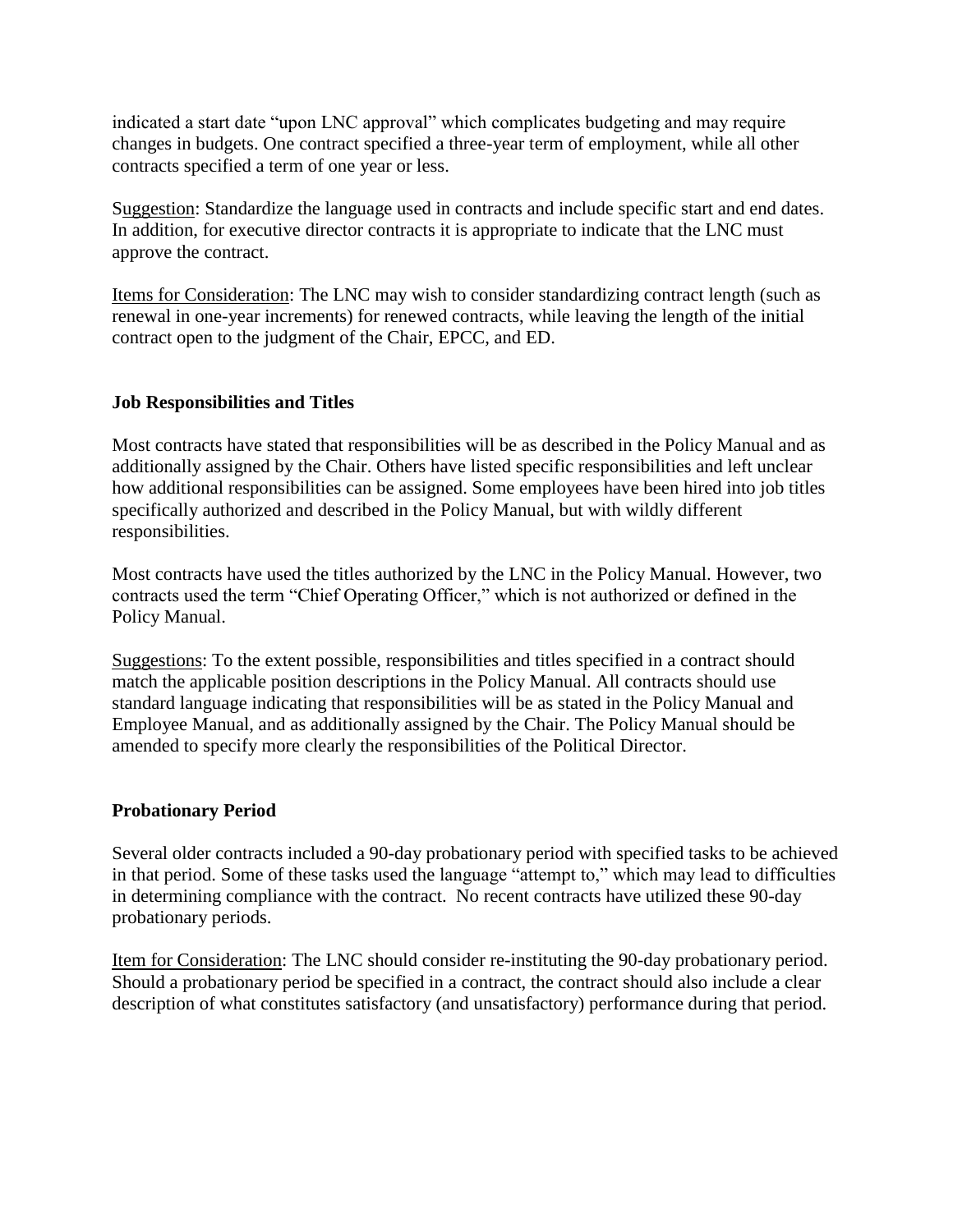indicated a start date "upon LNC approval" which complicates budgeting and may require changes in budgets. One contract specified a three-year term of employment, while all other contracts specified a term of one year or less.

Suggestion: Standardize the language used in contracts and include specific start and end dates. In addition, for executive director contracts it is appropriate to indicate that the LNC must approve the contract.

Items for Consideration: The LNC may wish to consider standardizing contract length (such as renewal in one-year increments) for renewed contracts, while leaving the length of the initial contract open to the judgment of the Chair, EPCC, and ED.

### Job Responsibilities and Titles

Most contracts have stated that responsibilities will be as described in the Policy Manual and as additionally assigned by the Chair. Others have listed specific responsibilities and left unclear how additional responsibilities can be assigned. Some employees have been hired into job titles specifically authorized and described in the Policy Manual, but with wildly different responsibilities.

Most contracts have used the titles authorized by the LNC in the Policy Manual. However, two contracts used the term "Chief Operating Officer," which is not authorized or defined in the Policy Manual.

Suggestions: To the extent possible, responsibilities and titles specified in a contract should match the applicable position descriptions in the Policy Manual. All contracts should use standard language indicating that responsibilities will be as stated in the Policy Manual and Employee Manual, and as additionally assigned by the Chair. The Policy Manual should be amended to specify more clearly the responsibilities of the Political Director.

### Probationary Period

Several older contracts included a 90-day probationary period with specified tasks to be achieved in that period. Some of these tasks used the language "attempt to," which may lead to difficulties in determining compliance with the contract. No recent contracts have utilized these 90-day probationary periods.

Item for Consideration: The LNC should consider re-instituting the 90-day probationary period. Should a probationary period be specified in a contract, the contract should also include a clear description of what constitutes satisfactory (and unsatisfactory) performance during that period.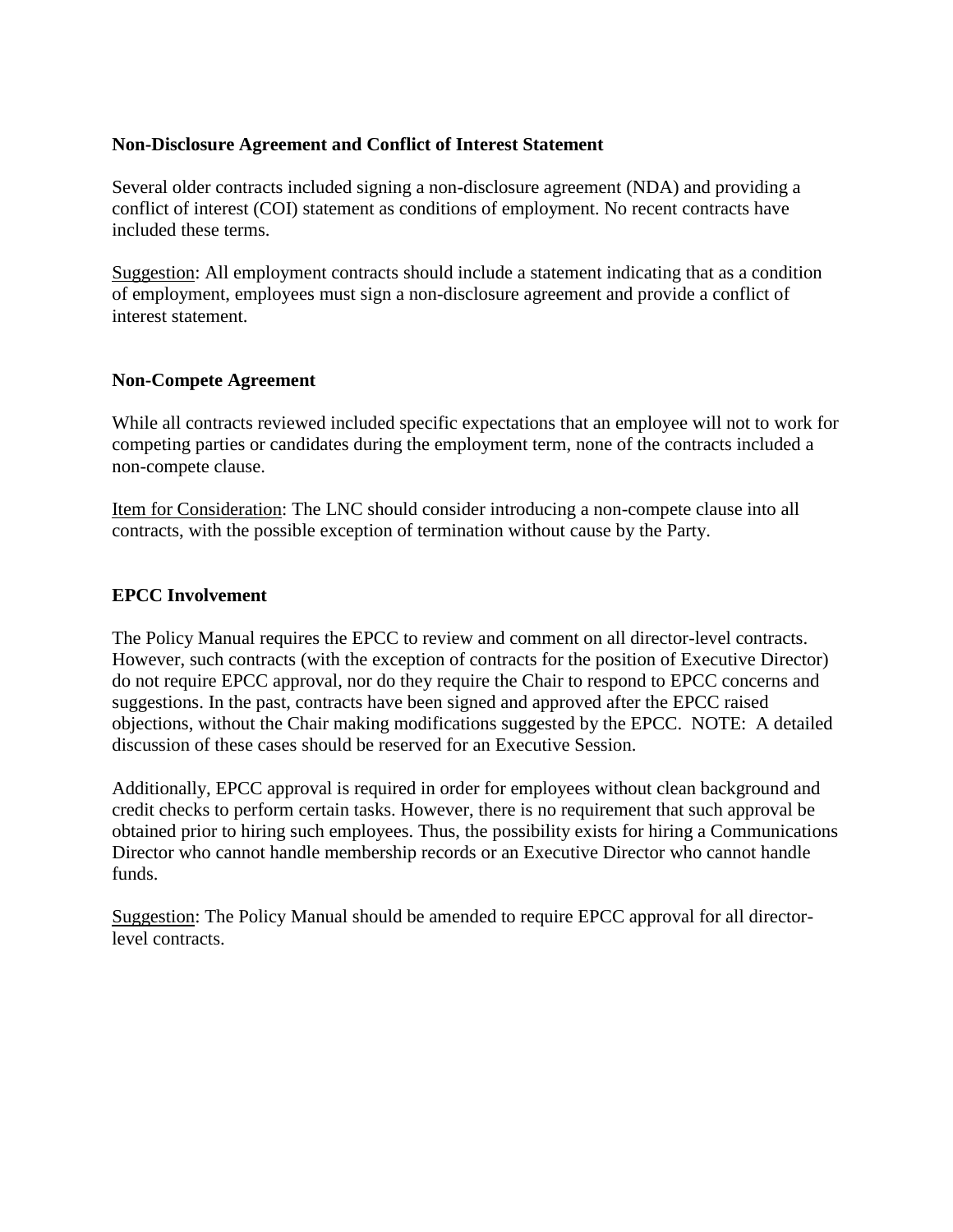### Non-Disclosure Agreement and Conflict of Interest Statement

Several older contracts included signing a non-disclosure agreement (NDA) and providing a conflict of interest (COI) statement as conditions of employment. No recent contracts have included these terms.

<u>Suggestion</u>: All employment contracts should include a statement indicating that as a condition of employment, employees must sign a non-disclosure agreement and provide a conflict of interest statement.

### Non-Compete Agreement

While all contracts reviewed included specific expectations that an employee will not to work for competing parties or candidates during the employment term, none of the contracts included a non-compete clause.

<u>Item for Consideration</u>: The LNC should consider introducing a non-compete clause into all contracts, with the possible exception of termination without cause by the Party.

### EPCC Involvement

The Policy Manual requires the EPCC to review and comment on all director-level contracts. However, such contracts (with the exception of contracts for the position of Executive Director) do not require EPCC approval, nor do they require the Chair to respond to EPCC concerns and suggestions. In the past, contracts have been signed and approved after the EPCC raised objections, without the Chair making modifications suggested by the EPCC. NOTE: A detailed discussion of these cases should be reserved for an Executive Session.

Additionally, EPCC approval is required in order for employees without clean background and credit checks to perform certain tasks. However, there is no requirement that such approval be obtained prior to hiring such employees. Thus, the possibility exists for hiring a Communications Director who cannot handle membership records or an Executive Director who cannot handle funds.

<u>Suggestion</u>: The Policy Manual should be amended to require EPCC approval for all director-level contracts.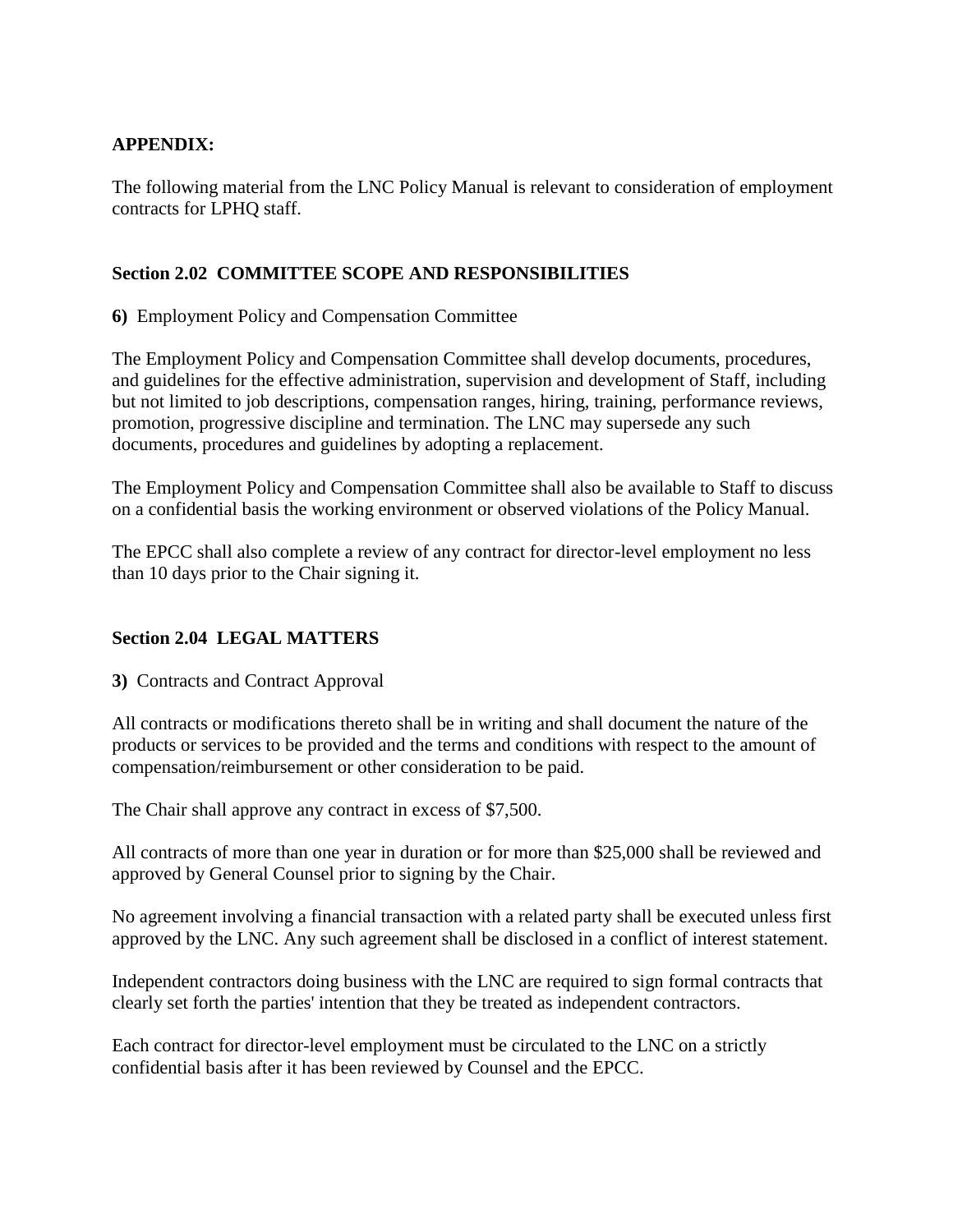**APPENDIX:**

The following material from the LNC Policy Manual is relevant to consideration of employment contracts for LPHQ staff.

**Section 2.02 COMMITTEE SCOPE AND RESPONSIBILITIES**

**6)** Employment Policy and Compensation Committee

The Employment Policy and Compensation Committee shall develop documents, procedures, and guidelines for the effective administration, supervision and development of Staff, including but not limited to job descriptions, compensation ranges, hiring, training, performance reviews, promotion, progressive discipline and termination. The LNC may supersede any such documents, procedures and guidelines by adopting a replacement.

The Employment Policy and Compensation Committee shall also be available to Staff to discuss on a confidential basis the working environment or observed violations of the Policy Manual.

The EPCC shall also complete a review of any contract for director-level employment no less than 10 days prior to the Chair signing it.

**Section 2.04 LEGAL MATTERS**

**3)** Contracts and Contract Approval

All contracts or modifications thereto shall be in writing and shall document the nature of the products or services to be provided and the terms and conditions with respect to the amount of compensation/reimbursement or other consideration to be paid.

The Chair shall approve any contract in excess of $7,500.

All contracts of more than one year in duration or for more than $25,000 shall be reviewed and approved by General Counsel prior to signing by the Chair.

No agreement involving a financial transaction with a related party shall be executed unless first approved by the LNC. Any such agreement shall be disclosed in a conflict of interest statement.

Independent contractors doing business with the LNC are required to sign formal contracts that clearly set forth the parties' intention that they be treated as independent contractors.

Each contract for director-level employment must be circulated to the LNC on a strictly confidential basis after it has been reviewed by Counsel and the EPCC.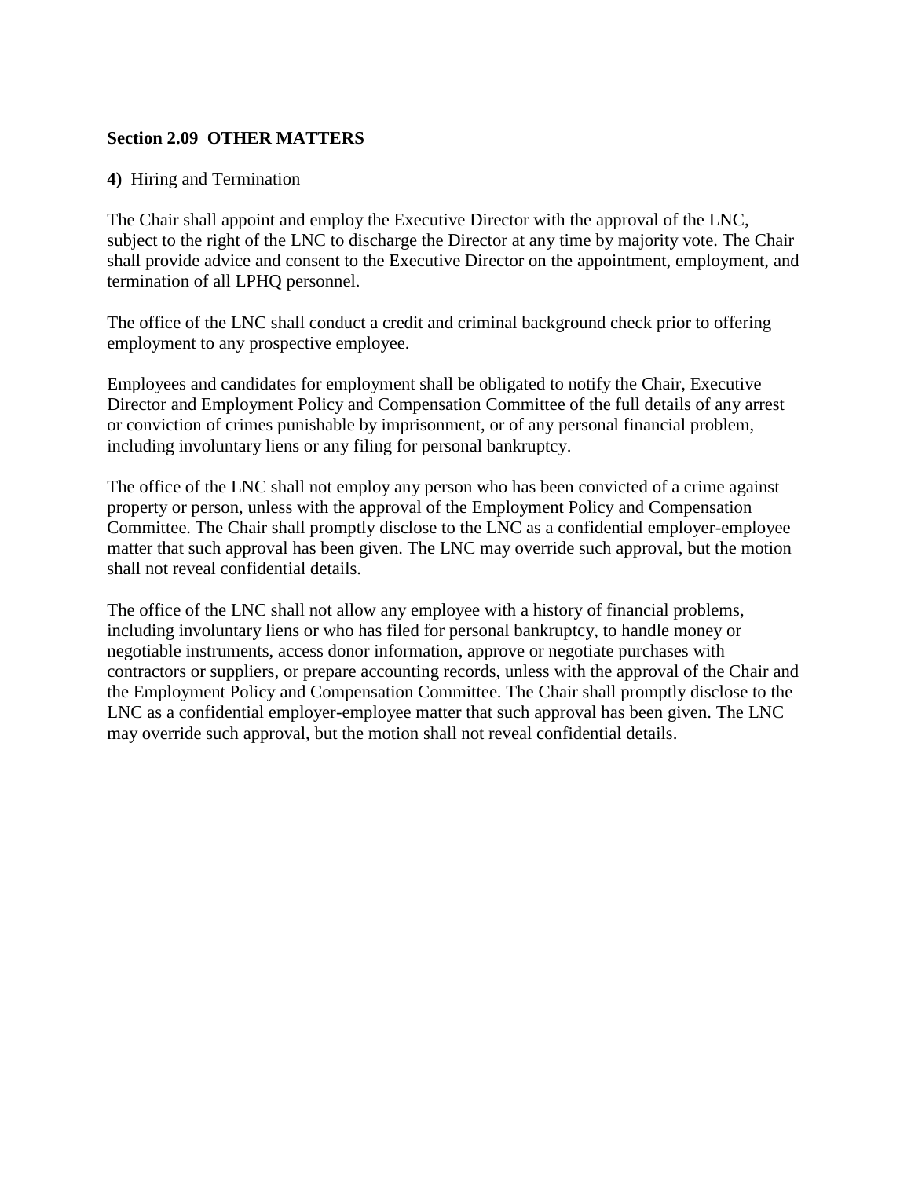**Section 2.09 OTHER MATTERS**

**4)** Hiring and Termination

The Chair shall appoint and employ the Executive Director with the approval of the LNC, subject to the right of the LNC to discharge the Director at any time by majority vote. The Chair shall provide advice and consent to the Executive Director on the appointment, employment, and termination of all LPHQ personnel.

The office of the LNC shall conduct a credit and criminal background check prior to offering employment to any prospective employee.

Employees and candidates for employment shall be obligated to notify the Chair, Executive Director and Employment Policy and Compensation Committee of the full details of any arrest or conviction of crimes punishable by imprisonment, or of any personal financial problem, including involuntary liens or any filing for personal bankruptcy.

The office of the LNC shall not employ any person who has been convicted of a crime against property or person, unless with the approval of the Employment Policy and Compensation Committee. The Chair shall promptly disclose to the LNC as a confidential employer-employee matter that such approval has been given. The LNC may override such approval, but the motion shall not reveal confidential details.

The office of the LNC shall not allow any employee with a history of financial problems, including involuntary liens or who has filed for personal bankruptcy, to handle money or negotiable instruments, access donor information, approve or negotiate purchases with contractors or suppliers, or prepare accounting records, unless with the approval of the Chair and the Employment Policy and Compensation Committee. The Chair shall promptly disclose to the LNC as a confidential employer-employee matter that such approval has been given. The LNC may override such approval, but the motion shall not reveal confidential details.